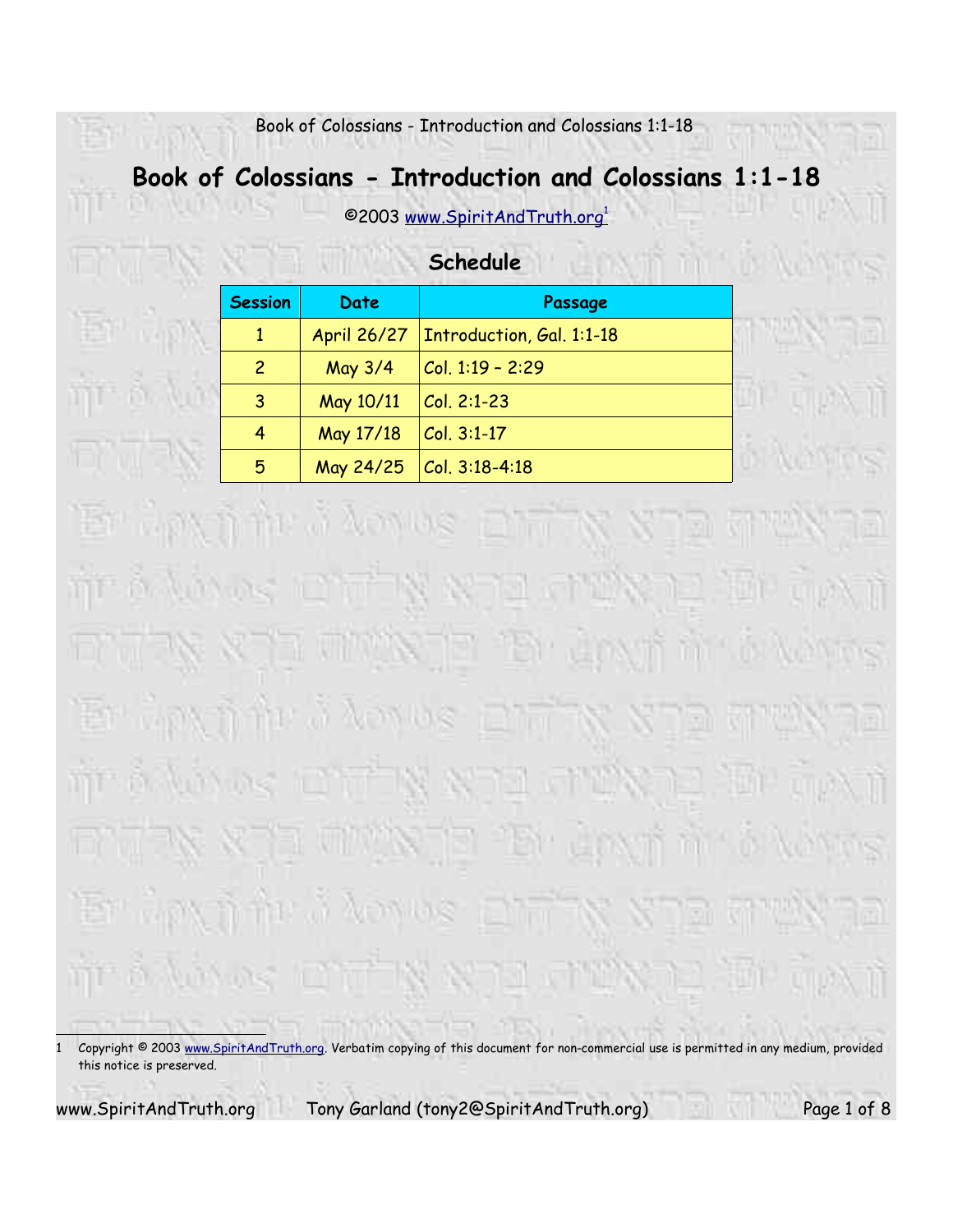# Book of Colossians - Introduction and Colossians 1:1-18

©2003 www.SpiritAndTruth.org[1]

## Schedule

| Session | Date | Passage |
|---|---|---|
| 1 | April 26/27 | Introduction, Gal. 1:1-18 |
| 2 | May 3/4 | Col. 1:19 – 2:29 |
| 3 | May 10/11 | Col. 2:1-23 |
| 4 | May 17/18 | Col. 3:1-17 |
| 5 | May 24/25 | Col. 3:18-4:18 |

---

1 Copyright © 2003 www.SpiritAndTruth.org. Verbatim copying of this document for non-commercial use is permitted in any medium, provided this notice is preserved.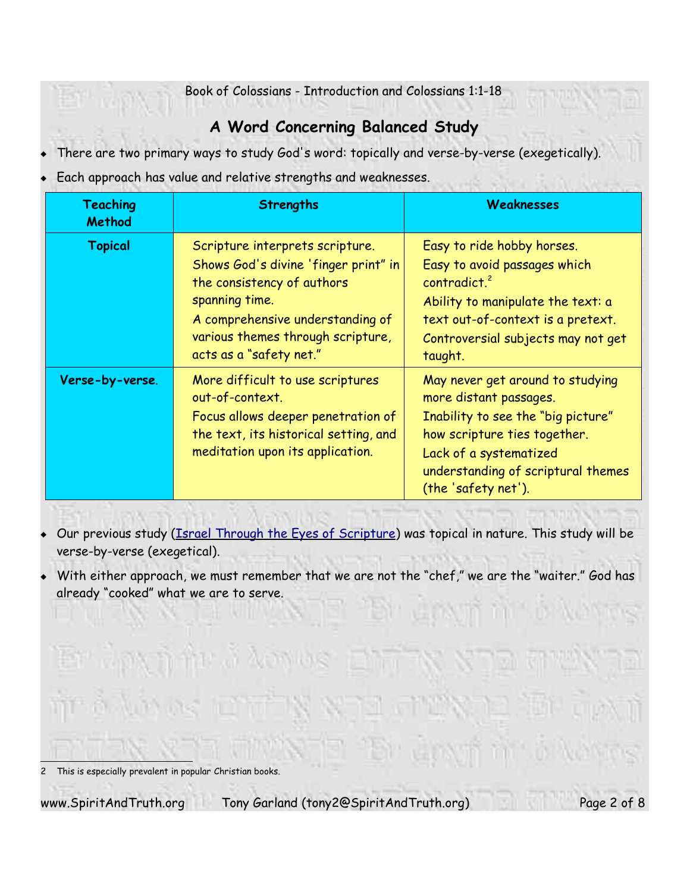## A Word Concerning Balanced Study

- There are two primary ways to study God's word: topically and verse-by-verse (exegetically).
- Each approach has value and relative strengths and weaknesses.

| Teaching Method | Strengths | Weaknesses |
|---|---|---|
| **Topical** | Scripture interprets scripture. Shows God's divine 'finger print" in the consistency of authors spanning time. A comprehensive understanding of various themes through scripture, acts as a "safety net." | Easy to ride hobby horses. Easy to avoid passages which contradict.[2] Ability to manipulate the text: a text out-of-context is a pretext. Controversial subjects may not get taught. |
| **Verse-by-verse**. | More difficult to use scriptures out-of-context. Focus allows deeper penetration of the text, its historical setting, and meditation upon its application. | May never get around to studying more distant passages. Inability to see the "big picture" how scripture ties together. Lack of a systematized understanding of scriptural themes (the 'safety net'). |

- Our previous study (Israel Through the Eyes of Scripture) was topical in nature. This study will be verse-by-verse (exegetical).
- With either approach, we must remember that we are not the "chef," we are the "waiter." God has already "cooked" what we are to serve.

---

2 This is especially prevalent in popular Christian books.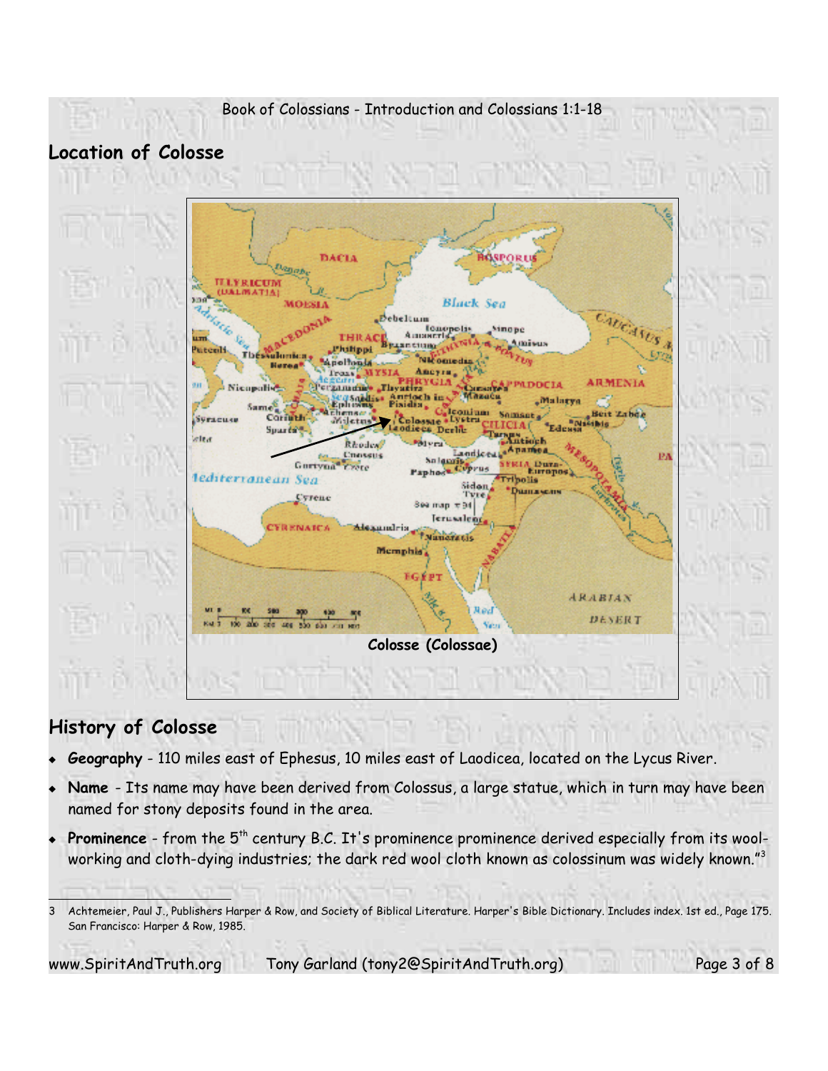## Location of Colosse

Colosse (Colossae)

## History of Colosse

- **Geography** - 110 miles east of Ephesus, 10 miles east of Laodicea, located on the Lycus River.
- **Name** - Its name may have been derived from Colossus, a large statue, which in turn may have been named for stony deposits found in the area.
- **Prominence** - from the 5th century B.C. It's prominence prominence derived especially from its wool-working and cloth-dying industries; the dark red wool cloth known as colossinum was widely known."[3]

---

3 Achtemeier, Paul J., Publishers Harper & Row, and Society of Biblical Literature. Harper's Bible Dictionary. Includes index. 1st ed., Page 175. San Francisco: Harper & Row, 1985.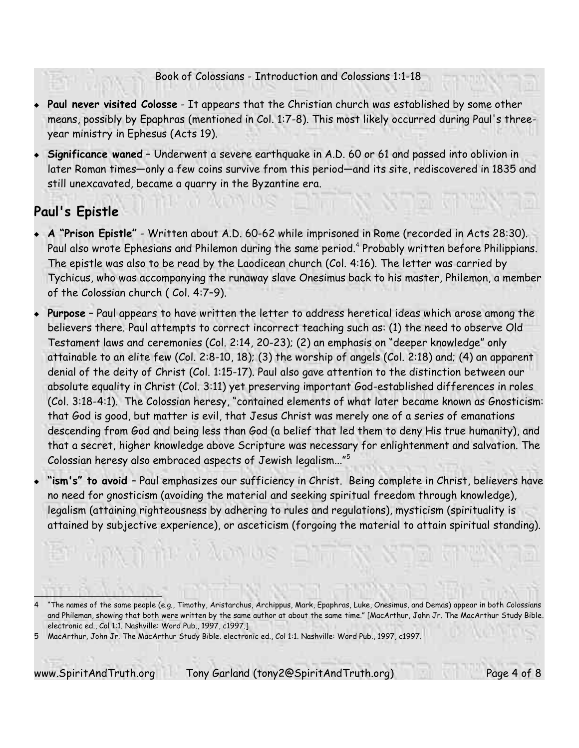- **Paul never visited Colosse** - It appears that the Christian church was established by some other means, possibly by Epaphras (mentioned in Col. 1:7-8). This most likely occurred during Paul's three-year ministry in Ephesus (Acts 19).
- **Significance waned** – Underwent a severe earthquake in A.D. 60 or 61 and passed into oblivion in later Roman times—only a few coins survive from this period—and its site, rediscovered in 1835 and still unexcavated, became a quarry in the Byzantine era.

## Paul's Epistle

- **A "Prison Epistle"** - Written about A.D. 60-62 while imprisoned in Rome (recorded in Acts 28:30). Paul also wrote Ephesians and Philemon during the same period.[4] Probably written before Philippians. The epistle was also to be read by the Laodicean church (Col. 4:16). The letter was carried by Tychicus, who was accompanying the runaway slave Onesimus back to his master, Philemon, a member of the Colossian church ( Col. 4:7–9).
- **Purpose** – Paul appears to have written the letter to address heretical ideas which arose among the believers there. Paul attempts to correct incorrect teaching such as: (1) the need to observe Old Testament laws and ceremonies (Col. 2:14, 20-23); (2) an emphasis on "deeper knowledge" only attainable to an elite few (Col. 2:8-10, 18); (3) the worship of angels (Col. 2:18) and; (4) an apparent denial of the deity of Christ (Col. 1:15-17). Paul also gave attention to the distinction between our absolute equality in Christ (Col. 3:11) yet preserving important God-established differences in roles (Col. 3:18-4:1). The Colossian heresy, "contained elements of what later became known as Gnosticism: that God is good, but matter is evil, that Jesus Christ was merely one of a series of emanations descending from God and being less than God (a belief that led them to deny His true humanity), and that a secret, higher knowledge above Scripture was necessary for enlightenment and salvation. The Colossian heresy also embraced aspects of Jewish legalism..."[5]
- **"ism's" to avoid** – Paul emphasizes our sufficiency in Christ. Being complete in Christ, believers have no need for gnosticism (avoiding the material and seeking spiritual freedom through knowledge), legalism (attaining righteousness by adhering to rules and regulations), mysticism (spirituality is attained by subjective experience), or asceticism (forgoing the material to attain spiritual standing).

---

4 "The names of the same people (e.g., Timothy, Aristarchus, Archippus, Mark, Epaphras, Luke, Onesimus, and Demas) appear in both Colossians and Phileman, showing that both were written by the same author at about the same time." [MacArthur, John Jr. The MacArthur Study Bible. electronic ed., Col 1:1. Nashville: Word Pub., 1997, c1997.]

5 MacArthur, John Jr. The MacArthur Study Bible. electronic ed., Col 1:1. Nashville: Word Pub., 1997, c1997.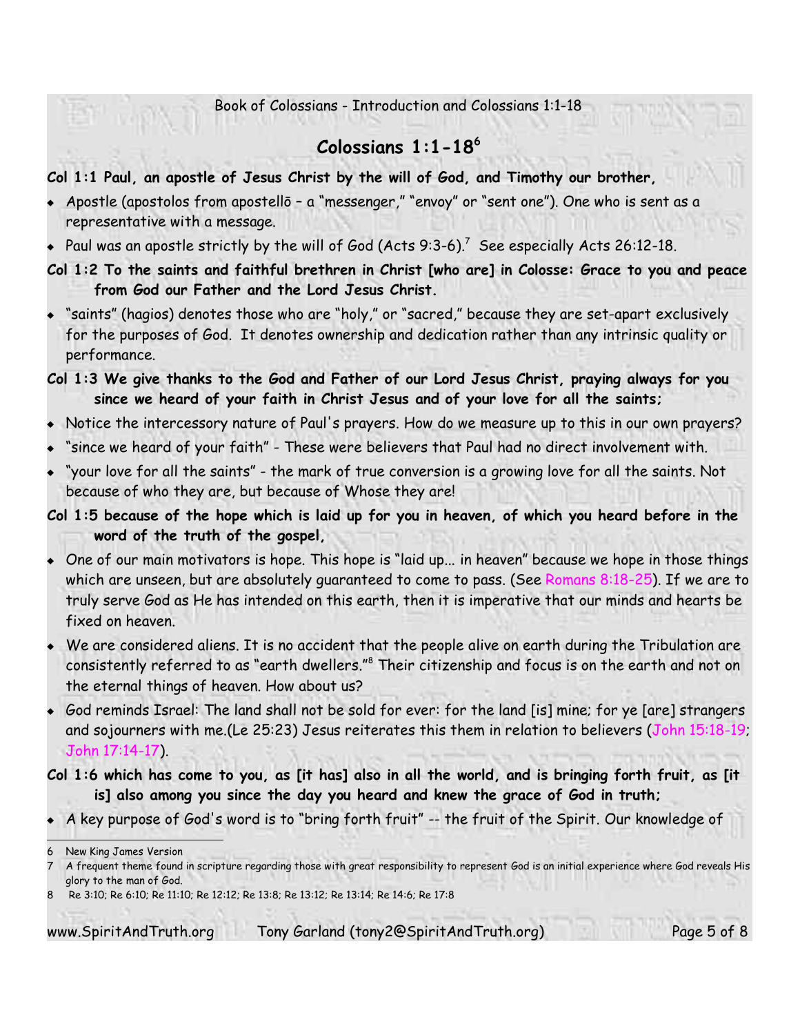## Colossians 1:1-18[6]

**Col 1:1 Paul, an apostle of Jesus Christ by the will of God, and Timothy our brother,**

- Apostle (apostolos from apostellō – a "messenger," "envoy" or "sent one"). One who is sent as a representative with a message.
- Paul was an apostle strictly by the will of God (Acts 9:3-6).[7] See especially Acts 26:12-18.

**Col 1:2 To the saints and faithful brethren in Christ [who are] in Colosse: Grace to you and peace from God our Father and the Lord Jesus Christ.**

- "saints" (hagios) denotes those who are "holy," or "sacred," because they are set-apart exclusively for the purposes of God. It denotes ownership and dedication rather than any intrinsic quality or performance.

**Col 1:3 We give thanks to the God and Father of our Lord Jesus Christ, praying always for you since we heard of your faith in Christ Jesus and of your love for all the saints;**

- Notice the intercessory nature of Paul's prayers. How do we measure up to this in our own prayers?
- "since we heard of your faith" - These were believers that Paul had no direct involvement with.
- "your love for all the saints" - the mark of true conversion is a growing love for all the saints. Not because of who they are, but because of Whose they are!

**Col 1:5 because of the hope which is laid up for you in heaven, of which you heard before in the word of the truth of the gospel,**

- One of our main motivators is hope. This hope is "laid up... in heaven" because we hope in those things which are unseen, but are absolutely guaranteed to come to pass. (See Romans 8:18-25). If we are to truly serve God as He has intended on this earth, then it is imperative that our minds and hearts be fixed on heaven.
- We are considered aliens. It is no accident that the people alive on earth during the Tribulation are consistently referred to as "earth dwellers."[8] Their citizenship and focus is on the earth and not on the eternal things of heaven. How about us?
- God reminds Israel: The land shall not be sold for ever: for the land [is] mine; for ye [are] strangers and sojourners with me.(Le 25:23) Jesus reiterates this them in relation to believers (John 15:18-19; John 17:14-17).

**Col 1:6 which has come to you, as [it has] also in all the world, and is bringing forth fruit, as [it is] also among you since the day you heard and knew the grace of God in truth;**

- A key purpose of God's word is to "bring forth fruit" -- the fruit of the Spirit. Our knowledge of

---

6 New King James Version

7 A frequent theme found in scripture regarding those with great responsibility to represent God is an initial experience where God reveals His glory to the man of God.

8 Re 3:10; Re 6:10; Re 11:10; Re 12:12; Re 13:8; Re 13:12; Re 13:14; Re 14:6; Re 17:8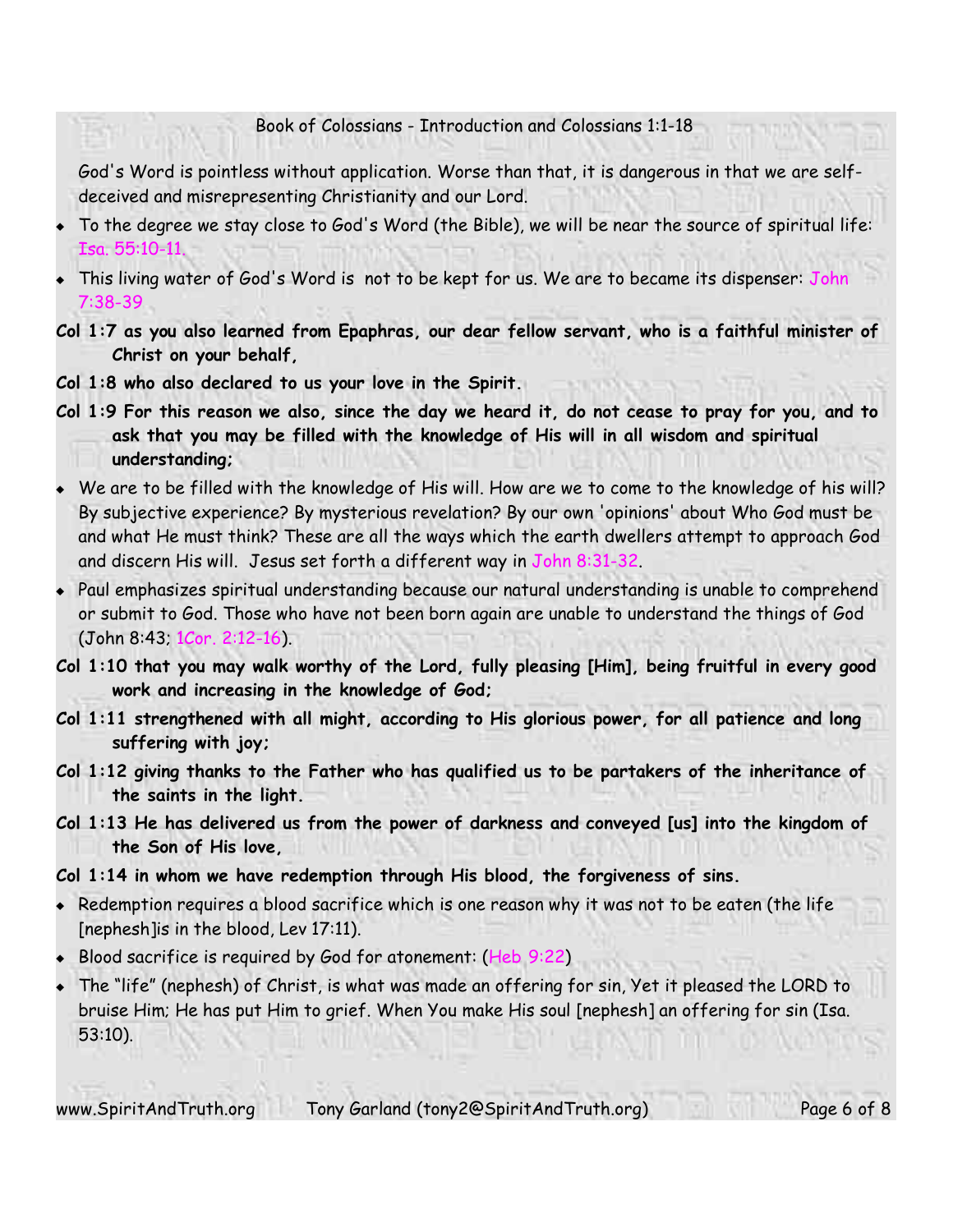God's Word is pointless without application. Worse than that, it is dangerous in that we are self-deceived and misrepresenting Christianity and our Lord.

- To the degree we stay close to God's Word (the Bible), we will be near the source of spiritual life: Isa. 55:10-11.
- This living water of God's Word is not to be kept for us. We are to became its dispenser: John 7:38-39

**Col 1:7 as you also learned from Epaphras, our dear fellow servant, who is a faithful minister of Christ on your behalf,**

**Col 1:8 who also declared to us your love in the Spirit.**

**Col 1:9 For this reason we also, since the day we heard it, do not cease to pray for you, and to ask that you may be filled with the knowledge of His will in all wisdom and spiritual understanding;**

- We are to be filled with the knowledge of His will. How are we to come to the knowledge of his will? By subjective experience? By mysterious revelation? By our own 'opinions' about Who God must be and what He must think? These are all the ways which the earth dwellers attempt to approach God and discern His will. Jesus set forth a different way in John 8:31-32.
- Paul emphasizes spiritual understanding because our natural understanding is unable to comprehend or submit to God. Those who have not been born again are unable to understand the things of God (John 8:43; 1Cor. 2:12-16).

**Col 1:10 that you may walk worthy of the Lord, fully pleasing [Him], being fruitful in every good work and increasing in the knowledge of God;**

**Col 1:11 strengthened with all might, according to His glorious power, for all patience and long suffering with joy;**

**Col 1:12 giving thanks to the Father who has qualified us to be partakers of the inheritance of the saints in the light.**

**Col 1:13 He has delivered us from the power of darkness and conveyed [us] into the kingdom of the Son of His love,**

**Col 1:14 in whom we have redemption through His blood, the forgiveness of sins.**

- Redemption requires a blood sacrifice which is one reason why it was not to be eaten (the life [nephesh]is in the blood, Lev 17:11).
- Blood sacrifice is required by God for atonement: (Heb 9:22)
- The "life" (nephesh) of Christ, is what was made an offering for sin, Yet it pleased the LORD to bruise Him; He has put Him to grief. When You make His soul [nephesh] an offering for sin (Isa. 53:10).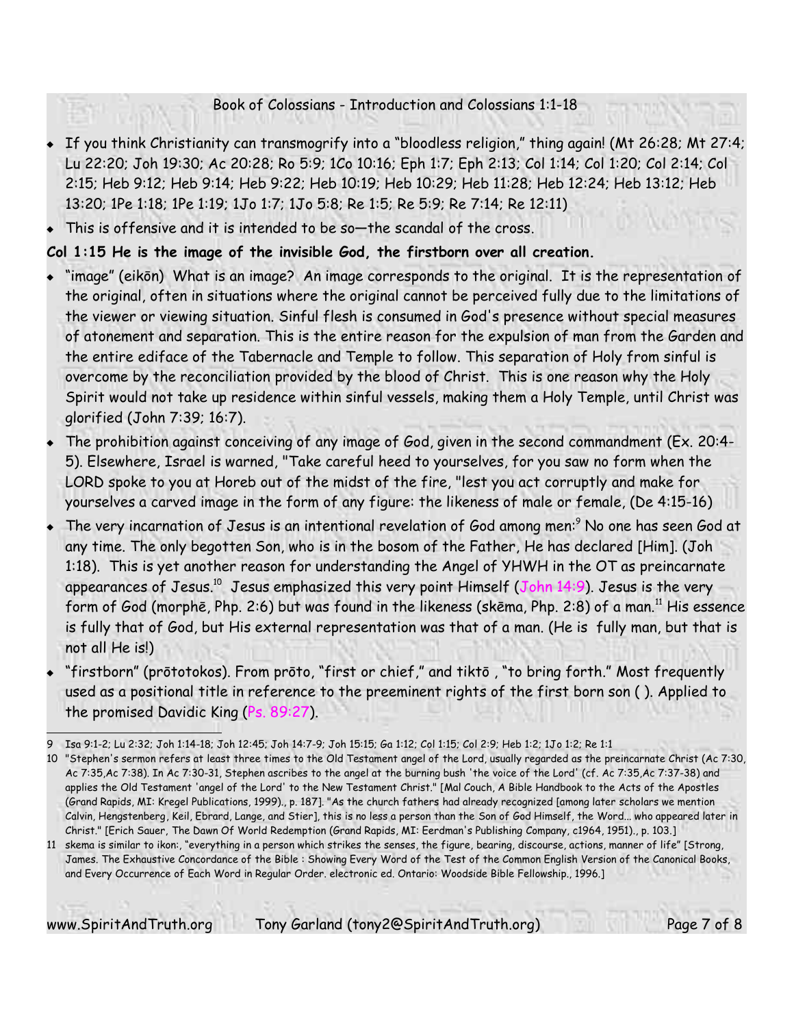- If you think Christianity can transmogrify into a "bloodless religion," thing again! (Mt 26:28; Mt 27:4; Lu 22:20; Joh 19:30; Ac 20:28; Ro 5:9; 1Co 10:16; Eph 1:7; Eph 2:13; Col 1:14; Col 1:20; Col 2:14; Col 2:15; Heb 9:12; Heb 9:14; Heb 9:22; Heb 10:19; Heb 10:29; Heb 11:28; Heb 12:24; Heb 13:12; Heb 13:20; 1Pe 1:18; 1Pe 1:19; 1Jo 1:7; 1Jo 5:8; Re 1:5; Re 5:9; Re 7:14; Re 12:11)
- This is offensive and it is intended to be so—the scandal of the cross.

**Col 1:15 He is the image of the invisible God, the firstborn over all creation.**

- "image" (eikōn) What is an image? An image corresponds to the original. It is the representation of the original, often in situations where the original cannot be perceived fully due to the limitations of the viewer or viewing situation. Sinful flesh is consumed in God's presence without special measures of atonement and separation. This is the entire reason for the expulsion of man from the Garden and the entire ediface of the Tabernacle and Temple to follow. This separation of Holy from sinful is overcome by the reconciliation provided by the blood of Christ. This is one reason why the Holy Spirit would not take up residence within sinful vessels, making them a Holy Temple, until Christ was glorified (John 7:39; 16:7).
- The prohibition against conceiving of any image of God, given in the second commandment (Ex. 20:4-5). Elsewhere, Israel is warned, "Take careful heed to yourselves, for you saw no form when the LORD spoke to you at Horeb out of the midst of the fire, "lest you act corruptly and make for yourselves a carved image in the form of any figure: the likeness of male or female, (De 4:15-16)
- The very incarnation of Jesus is an intentional revelation of God among men:[9] No one has seen God at any time. The only begotten Son, who is in the bosom of the Father, He has declared [Him]. (Joh 1:18). This is yet another reason for understanding the Angel of YHWH in the OT as preincarnate appearances of Jesus.[10] Jesus emphasized this very point Himself (John 14:9). Jesus is the very form of God (morphē, Php. 2:6) but was found in the likeness (skēma, Php. 2:8) of a man.[11] His essence is fully that of God, but His external representation was that of a man. (He is fully man, but that is not all He is!)
- "firstborn" (prōtotokos). From prōto, "first or chief," and tiktō , "to bring forth." Most frequently used as a positional title in reference to the preeminent rights of the first born son ( ). Applied to the promised Davidic King (Ps. 89:27).

---

9 Isa 9:1-2; Lu 2:32; Joh 1:14-18; Joh 12:45; Joh 14:7-9; Joh 15:15; Ga 1:12; Col 1:15; Col 2:9; Heb 1:2; 1Jo 1:2; Re 1:1

10 "Stephen's sermon refers at least three times to the Old Testament angel of the Lord, usually regarded as the preincarnate Christ (Ac 7:30, Ac 7:35,Ac 7:38). In Ac 7:30-31, Stephen ascribes to the angel at the burning bush 'the voice of the Lord' (cf. Ac 7:35,Ac 7:37-38) and applies the Old Testament 'angel of the Lord' to the New Testament Christ." [Mal Couch, A Bible Handbook to the Acts of the Apostles (Grand Rapids, MI: Kregel Publications, 1999)., p. 187]. "As the church fathers had already recognized [among later scholars we mention Calvin, Hengstenberg, Keil, Ebrard, Lange, and Stier], this is no less a person than the Son of God Himself, the Word... who appeared later in Christ." [Erich Sauer, The Dawn Of World Redemption (Grand Rapids, MI: Eerdman's Publishing Company, c1964, 1951)., p. 103.]

11 skema is similar to ikon:, "everything in a person which strikes the senses, the figure, bearing, discourse, actions, manner of life" [Strong, James. The Exhaustive Concordance of the Bible : Showing Every Word of the Test of the Common English Version of the Canonical Books, and Every Occurrence of Each Word in Regular Order. electronic ed. Ontario: Woodside Bible Fellowship., 1996.]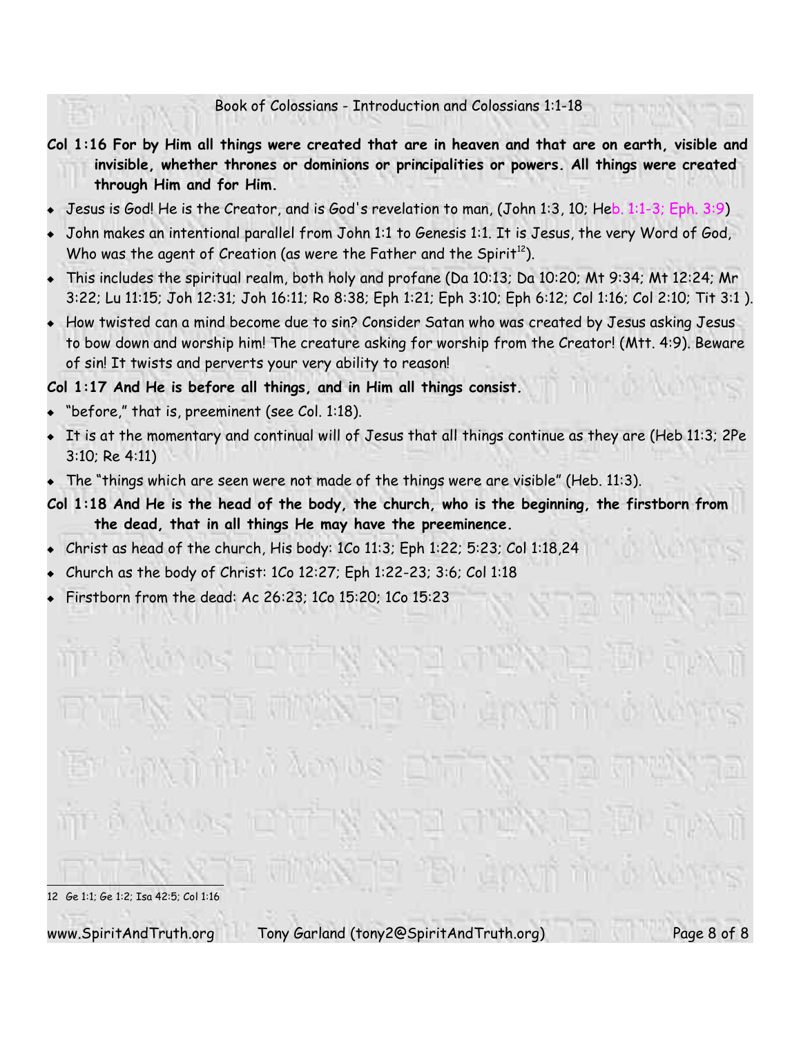**Col 1:16 For by Him all things were created that are in heaven and that are on earth, visible and invisible, whether thrones or dominions or principalities or powers. All things were created through Him and for Him.**

- Jesus is God! He is the Creator, and is God's revelation to man, (John 1:3, 10; Heb. 1:1-3; Eph. 3:9)
- John makes an intentional parallel from John 1:1 to Genesis 1:1. It is Jesus, the very Word of God, Who was the agent of Creation (as were the Father and the Spirit[12]).
- This includes the spiritual realm, both holy and profane (Da 10:13; Da 10:20; Mt 9:34; Mt 12:24; Mr 3:22; Lu 11:15; Joh 12:31; Joh 16:11; Ro 8:38; Eph 1:21; Eph 3:10; Eph 6:12; Col 1:16; Col 2:10; Tit 3:1 ).
- How twisted can a mind become due to sin? Consider Satan who was created by Jesus asking Jesus to bow down and worship him! The creature asking for worship from the Creator! (Mtt. 4:9). Beware of sin! It twists and perverts your very ability to reason!

**Col 1:17 And He is before all things, and in Him all things consist.**

- "before," that is, preeminent (see Col. 1:18).
- It is at the momentary and continual will of Jesus that all things continue as they are (Heb 11:3; 2Pe 3:10; Re 4:11)
- The "things which are seen were not made of the things were are visible" (Heb. 11:3).

**Col 1:18 And He is the head of the body, the church, who is the beginning, the firstborn from the dead, that in all things He may have the preeminence.**

- Christ as head of the church, His body: 1Co 11:3; Eph 1:22; 5:23; Col 1:18,24
- Church as the body of Christ: 1Co 12:27; Eph 1:22-23; 3:6; Col 1:18
- Firstborn from the dead: Ac 26:23; 1Co 15:20; 1Co 15:23

---

12 Ge 1:1; Ge 1:2; Isa 42:5; Col 1:16